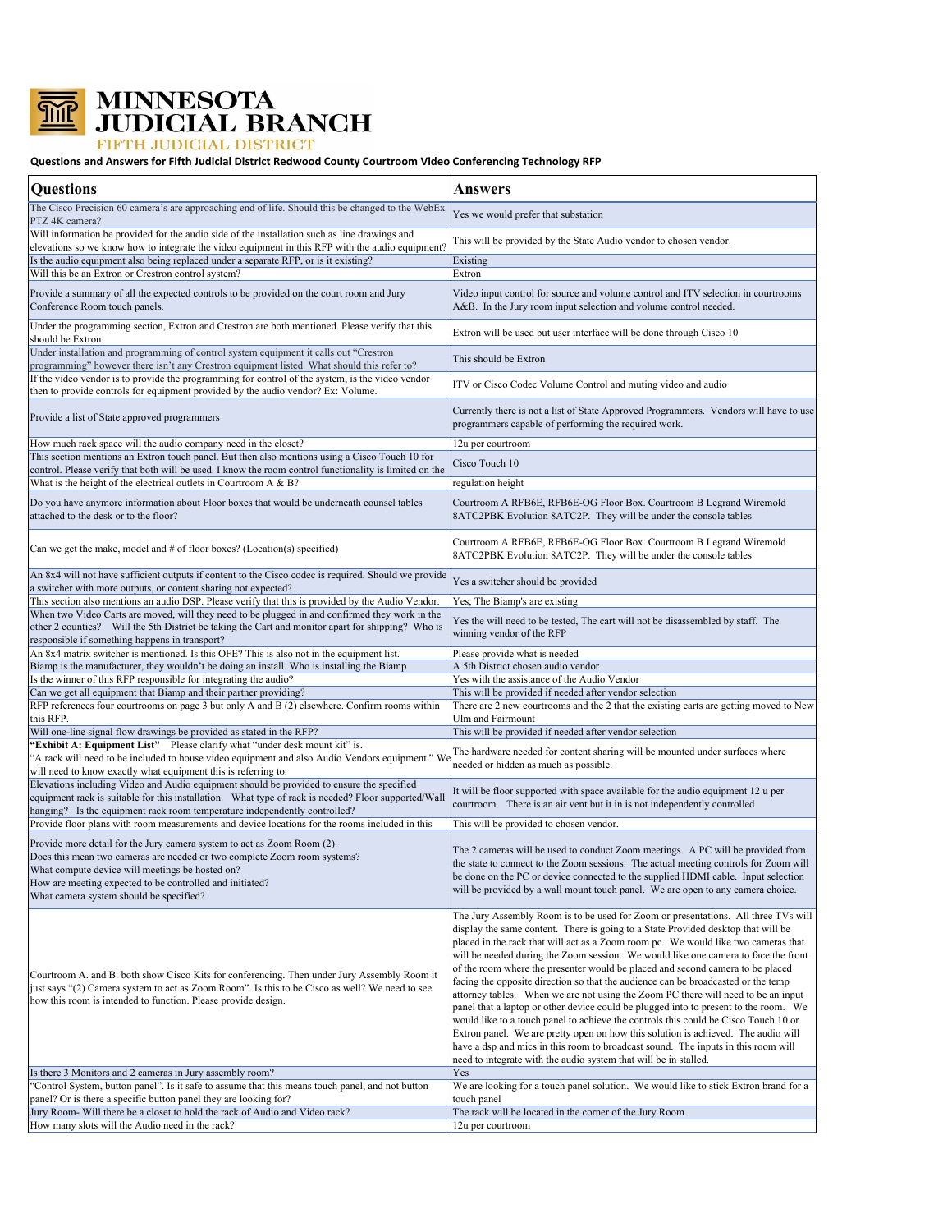# MINNESOTA JUDICIAL BRANCH

FIFTH JUDICIAL DISTRICT

**Questions and Answers for Fifth Judicial District Redwood County Courtroom Video Conferencing Technology RFP**

| Questions | Answers |
|---|---|
| The Cisco Precision 60 camera's are approaching end of life. Should this be changed to the WebEx PTZ 4K camera? | Yes we would prefer that substation |
| Will information be provided for the audio side of the installation such as line drawings and elevations so we know how to integrate the video equipment in this RFP with the audio equipment? | This will be provided by the State Audio vendor to chosen vendor. |
| Is the audio equipment also being replaced under a separate RFP, or is it existing? | Existing |
| Will this be an Extron or Crestron control system? | Extron |
| Provide a summary of all the expected controls to be provided on the court room and Jury Conference Room touch panels. | Video input control for source and volume control and ITV selection in courtrooms A&B. In the Jury room input selection and volume control needed. |
| Under the programming section, Extron and Crestron are both mentioned. Please verify that this should be Extron. | Extron will be used but user interface will be done through Cisco 10 |
| Under installation and programming of control system equipment it calls out "Crestron programming" however there isn't any Crestron equipment listed. What should this refer to? | This should be Extron |
| If the video vendor is to provide the programming for control of the system, is the video vendor then to provide controls for equipment provided by the audio vendor? Ex: Volume. | ITV or Cisco Codec Volume Control and muting video and audio |
| Provide a list of State approved programmers | Currently there is not a list of State Approved Programmers. Vendors will have to use programmers capable of performing the required work. |
| How much rack space will the audio company need in the closet? | 12u per courtroom |
| This section mentions an Extron touch panel. But then also mentions using a Cisco Touch 10 for control. Please verify that both will be used. I know the room control functionality is limited on the | Cisco Touch 10 |
| What is the height of the electrical outlets in Courtroom A & B? | regulation height |
| Do you have anymore information about Floor boxes that would be underneath counsel tables attached to the desk or to the floor? | Courtroom A RFB6E, RFB6E-OG Floor Box. Courtroom B Legrand Wiremold 8ATC2PBK Evolution 8ATC2P. They will be under the console tables |
| Can we get the make, model and # of floor boxes? (Location(s) specified) | Courtroom A RFB6E, RFB6E-OG Floor Box. Courtroom B Legrand Wiremold 8ATC2PBK Evolution 8ATC2P. They will be under the console tables |
| An 8x4 will not have sufficient outputs if content to the Cisco codec is required. Should we provide a switcher with more outputs, or content sharing not expected? | Yes a switcher should be provided |
| This section also mentions an audio DSP. Please verify that this is provided by the Audio Vendor. | Yes, The Biamp's are existing |
| When two Video Carts are moved, will they need to be plugged in and confirmed they work in the other 2 counties? Will the 5th District be taking the Cart and monitor apart for shipping? Who is responsible if something happens in transport? | Yes the will need to be tested, The cart will not be disassembled by staff. The winning vendor of the RFP |
| An 8x4 matrix switcher is mentioned. Is this OFE? This is also not in the equipment list. | Please provide what is needed |
| Biamp is the manufacturer, they wouldn't be doing an install. Who is installing the Biamp | A 5th District chosen audio vendor |
| Is the winner of this RFP responsible for integrating the audio? | Yes with the assistance of the Audio Vendor |
| Can we get all equipment that Biamp and their partner providing? | This will be provided if needed after vendor selection |
| RFP references four courtrooms on page 3 but only A and B (2) elsewhere. Confirm rooms within this RFP. | There are 2 new courtrooms and the 2 that the existing carts are getting moved to New Ulm and Fairmount |
| Will one-line signal flow drawings be provided as stated in the RFP? | This will be provided if needed after vendor selection |
| **"Exhibit A: Equipment List"** Please clarify what "under desk mount kit" is. "A rack will need to be included to house video equipment and also Audio Vendors equipment." We will need to know exactly what equipment this is referring to. | The hardware needed for content sharing will be mounted under surfaces where needed or hidden as much as possible. |
| Elevations including Video and Audio equipment should be provided to ensure the specified equipment rack is suitable for this installation. What type of rack is needed? Floor supported/Wall hanging? Is the equipment rack room temperature independently controlled? | It will be floor supported with space available for the audio equipment 12 u per courtroom. There is an air vent but it in is not independently controlled |
| Provide floor plans with room measurements and device locations for the rooms included in this | This will be provided to chosen vendor. |
| Provide more detail for the Jury camera system to act as Zoom Room (2). Does this mean two cameras are needed or two complete Zoom room systems? What compute device will meetings be hosted on? How are meeting expected to be controlled and initiated? What camera system should be specified? | The 2 cameras will be used to conduct Zoom meetings. A PC will be provided from the state to connect to the Zoom sessions. The actual meeting controls for Zoom will be done on the PC or device connected to the supplied HDMI cable. Input selection will be provided by a wall mount touch panel. We are open to any camera choice. |
| Courtroom A. and B. both show Cisco Kits for conferencing. Then under Jury Assembly Room it just says "(2) Camera system to act as Zoom Room". Is this to be Cisco as well? We need to see how this room is intended to function. Please provide design. | The Jury Assembly Room is to be used for Zoom or presentations. All three TVs will display the same content. There is going to a State Provided desktop that will be placed in the rack that will act as a Zoom room pc. We would like two cameras that will be needed during the Zoom session. We would like one camera to face the front of the room where the presenter would be placed and second camera to be placed facing the opposite direction so that the audience can be broadcasted or the temp attorney tables. When we are not using the Zoom PC there will need to be an input panel that a laptop or other device could be plugged into to present to the room. We would like to a touch panel to achieve the controls this could be Cisco Touch 10 or Extron panel. We are pretty open on how this solution is achieved. The audio will have a dsp and mics in this room to broadcast sound. The inputs in this room will need to integrate with the audio system that will be in stalled. |
| Is there 3 Monitors and 2 cameras in Jury assembly room? | Yes |
| "Control System, button panel". Is it safe to assume that this means touch panel, and not button panel? Or is there a specific button panel they are looking for? | We are looking for a touch panel solution. We would like to stick Extron brand for a touch panel |
| Jury Room- Will there be a closet to hold the rack of Audio and Video rack? | The rack will be located in the corner of the Jury Room |
| How many slots will the Audio need in the rack? | 12u per courtroom |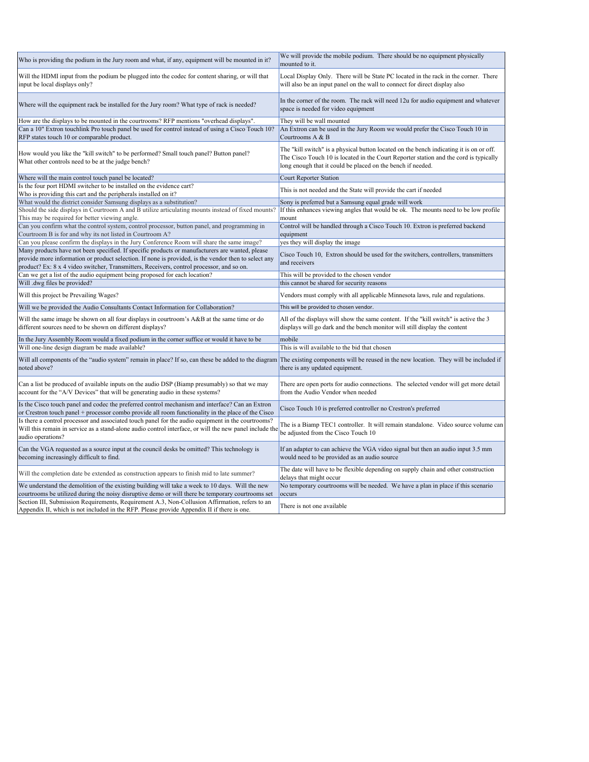| | |
|---|---|
| Who is providing the podium in the Jury room and what, if any, equipment will be mounted in it? | We will provide the mobile podium. There should be no equipment physically mounted to it. |
| Will the HDMI input from the podium be plugged into the codec for content sharing, or will that input be local displays only? | Local Display Only. There will be State PC located in the rack in the corner. There will also be an input panel on the wall to connect for direct display also |
| Where will the equipment rack be installed for the Jury room? What type of rack is needed? | In the corner of the room. The rack will need 12u for audio equipment and whatever space is needed for video equipment |
| How are the displays to be mounted in the courtrooms? RFP mentions "overhead displays". | They will be wall mounted |
| Can a 10" Extron touchlink Pro touch panel be used for control instead of using a Cisco Touch 10? RFP states touch 10 or comparable product. | An Extron can be used in the Jury Room we would prefer the Cisco Touch 10 in Courtrooms A & B |
| How would you like the "kill switch" to be performed? Small touch panel? Button panel? What other controls need to be at the judge bench? | The "kill switch" is a physical button located on the bench indicating it is on or off. The Cisco Touch 10 is located in the Court Reporter station and the cord is typically long enough that it could be placed on the bench if needed. |
| Where will the main control touch panel be located? | Court Reporter Station |
| Is the four port HDMI switcher to be installed on the evidence cart? Who is providing this cart and the peripherals installed on it? | This is not needed and the State will provide the cart if needed |
| What would the district consider Samsung displays as a substitution? | Sony is preferred but a Samsung equal grade will work |
| Should the side displays in Courtroom A and B utilize articulating mounts instead of fixed mounts? This may be required for better viewing angle. | If this enhances viewing angles that would be ok. The mounts need to be low profile mount |
| Can you confirm what the control system, control processor, button panel, and programming in Courtroom B is for and why its not listed in Courtroom A? | Control will be handled through a Cisco Touch 10. Extron is preferred backend equipment |
| Can you please confirm the displays in the Jury Conference Room will share the same image? | yes they will display the image |
| Many products have not been specified. If specific products or manufacturers are wanted, please provide more information or product selection. If none is provided, is the vendor then to select any product? Ex: 8 x 4 video switcher, Transmitters, Receivers, control processor, and so on. | Cisco Touch 10, Extron should be used for the switchers, controllers, transmitters and receivers |
| Can we get a list of the audio equipment being proposed for each location? | This will be provided to the chosen vendor |
| Will .dwg files be provided? | this cannot be shared for security reasons |
| Will this project be Prevailing Wages? | Vendors must comply with all applicable Minnesota laws, rule and regulations. |
| Will we be provided the Audio Consultants Contact Information for Collaboration? | This will be provided to chosen vendor. |
| Will the same image be shown on all four displays in courtroom's A&B at the same time or do different sources need to be shown on different displays? | All of the displays will show the same content. If the "kill switch" is active the 3 displays will go dark and the bench monitor will still display the content |
| In the Jury Assembly Room would a fixed podium in the corner suffice or would it have to be | mobile |
| Will one-line design diagram be made available? | This is will available to the bid that chosen |
| Will all components of the "audio system" remain in place? If so, can these be added to the diagram noted above? | The existing components will be reused in the new location. They will be included if there is any updated equipment. |
| Can a list be produced of available inputs on the audio DSP (Biamp presumably) so that we may account for the "A/V Devices" that will be generating audio in these systems? | There are open ports for audio connections. The selected vendor will get more detail from the Audio Vendor when needed |
| Is the Cisco touch panel and codec the preferred control mechanism and interface? Can an Extron or Crestron touch panel + processor combo provide all room functionality in the place of the Cisco | Cisco Touch 10 is preferred controller no Crestron's preferred |
| Is there a control processor and associated touch panel for the audio equipment in the courtrooms? Will this remain in service as a stand-alone audio control interface, or will the new panel include the audio operations? | The is a Biamp TEC1 controller. It will remain standalone. Video source volume can be adjusted from the Cisco Touch 10 |
| Can the VGA requested as a source input at the council desks be omitted? This technology is becoming increasingly difficult to find. | If an adapter to can achieve the VGA video signal but then an audio input 3.5 mm would need to be provided as an audio source |
| Will the completion date be extended as construction appears to finish mid to late summer? | The date will have to be flexible depending on supply chain and other construction delays that might occur |
| We understand the demolition of the existing building will take a week to 10 days. Will the new courtrooms be utilized during the noisy disruptive demo or will there be temporary courtrooms set | No temporary courtrooms will be needed. We have a plan in place if this scenario occurs |
| Section III, Submission Requirements, Requirement A.3, Non-Collusion Affirmation, refers to an Appendix II, which is not included in the RFP. Please provide Appendix II if there is one. | There is not one available |